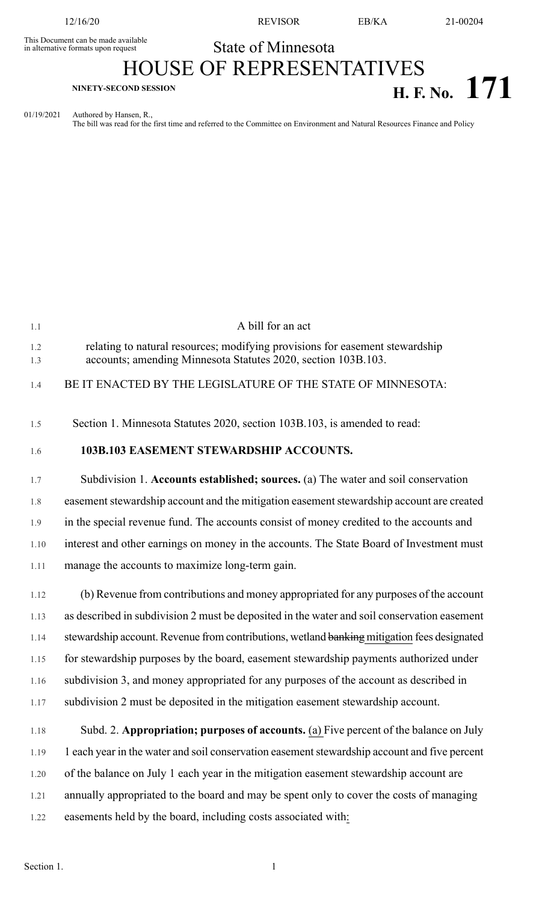This Document can be made available in alternative formats upon request

State of Minnesota

# HOUSE OF REPRESENTATIVES

**NINETY-SECOND SESSION**

# H. F. No. 171

01/19/2021 Authored by Hansen, R.,
The bill was read for the first time and referred to the Committee on Environment and Natural Resources Finance and Policy

A bill for an act

relating to natural resources; modifying provisions for easement stewardship accounts; amending Minnesota Statutes 2020, section 103B.103.

BE IT ENACTED BY THE LEGISLATURE OF THE STATE OF MINNESOTA:

Section 1. Minnesota Statutes 2020, section 103B.103, is amended to read:

**103B.103 EASEMENT STEWARDSHIP ACCOUNTS.**

Subdivision 1. **Accounts established; sources.** (a) The water and soil conservation easement stewardship account and the mitigation easement stewardship account are created in the special revenue fund. The accounts consist of money credited to the accounts and interest and other earnings on money in the accounts. The State Board of Investment must manage the accounts to maximize long-term gain.

(b) Revenue from contributions and money appropriated for any purposes of the account as described in subdivision 2 must be deposited in the water and soil conservation easement stewardship account. Revenue from contributions, wetland ~~banking~~ mitigation fees designated for stewardship purposes by the board, easement stewardship payments authorized under subdivision 3, and money appropriated for any purposes of the account as described in subdivision 2 must be deposited in the mitigation easement stewardship account.

Subd. 2. **Appropriation; purposes of accounts.** (a) Five percent of the balance on July 1 each year in the water and soil conservation easement stewardship account and five percent of the balance on July 1 each year in the mitigation easement stewardship account are annually appropriated to the board and may be spent only to cover the costs of managing easements held by the board, including costs associated with: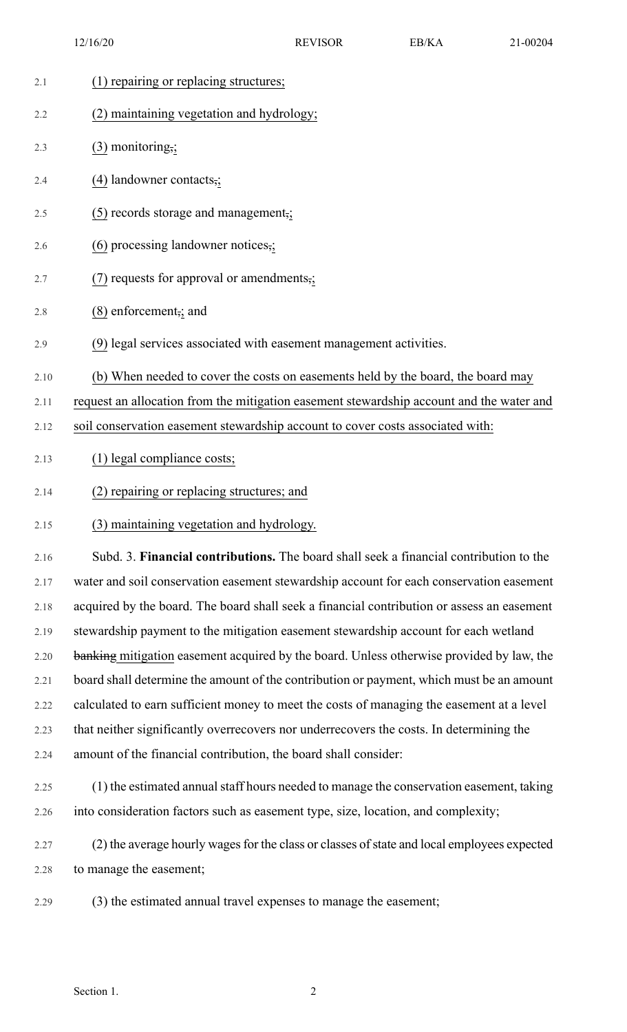(1) repairing or replacing structures;

(2) maintaining vegetation and hydrology;

(3) monitoring,;

(4) landowner contacts,;

(5) records storage and management,;

(6) processing landowner notices,;

(7) requests for approval or amendments,;

(8) enforcement,; and

(9) legal services associated with easement management activities.

(b) When needed to cover the costs on easements held by the board, the board may request an allocation from the mitigation easement stewardship account and the water and soil conservation easement stewardship account to cover costs associated with:

(1) legal compliance costs;

(2) repairing or replacing structures; and

(3) maintaining vegetation and hydrology.

Subd. 3. **Financial contributions.** The board shall seek a financial contribution to the water and soil conservation easement stewardship account for each conservation easement acquired by the board. The board shall seek a financial contribution or assess an easement stewardship payment to the mitigation easement stewardship account for each wetland banking mitigation easement acquired by the board. Unless otherwise provided by law, the board shall determine the amount of the contribution or payment, which must be an amount calculated to earn sufficient money to meet the costs of managing the easement at a level that neither significantly overrecovers nor underrecovers the costs. In determining the amount of the financial contribution, the board shall consider:

(1) the estimated annual staff hours needed to manage the conservation easement, taking into consideration factors such as easement type, size, location, and complexity;

(2) the average hourly wages for the class or classes of state and local employees expected to manage the easement;

(3) the estimated annual travel expenses to manage the easement;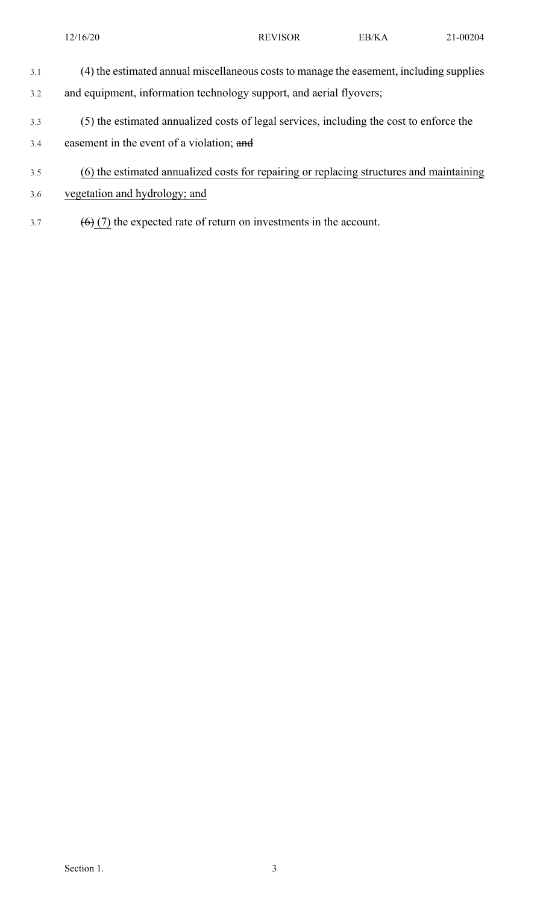(4) the estimated annual miscellaneous costs to manage the easement, including supplies and equipment, information technology support, and aerial flyovers;

(5) the estimated annualized costs of legal services, including the cost to enforce the easement in the event of a violation; ~~and~~

<u>(6) the estimated annualized costs for repairing or replacing structures and maintaining vegetation and hydrology; and</u>

~~(6)~~ <u>(7)</u> the expected rate of return on investments in the account.